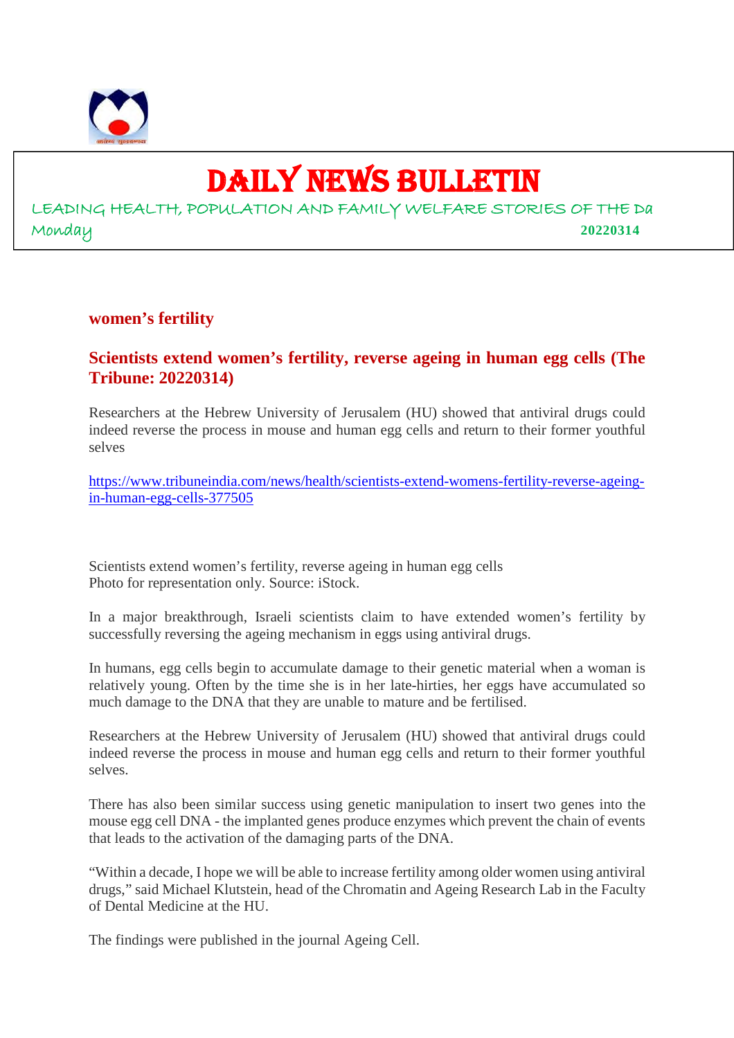# DAILY NEWS BULLETIN

LEADING HEALTH, POPULATION AND FAMILY WELFARE STORIES OF THE Da
Monday **20220314**

## women's fertility

### Scientists extend women's fertility, reverse ageing in human egg cells (The Tribune: 20220314)

Researchers at the Hebrew University of Jerusalem (HU) showed that antiviral drugs could indeed reverse the process in mouse and human egg cells and return to their former youthful selves

https://www.tribuneindia.com/news/health/scientists-extend-womens-fertility-reverse-ageing-in-human-egg-cells-377505

Scientists extend women's fertility, reverse ageing in human egg cells
Photo for representation only. Source: iStock.

In a major breakthrough, Israeli scientists claim to have extended women's fertility by successfully reversing the ageing mechanism in eggs using antiviral drugs.

In humans, egg cells begin to accumulate damage to their genetic material when a woman is relatively young. Often by the time she is in her late-hirties, her eggs have accumulated so much damage to the DNA that they are unable to mature and be fertilised.

Researchers at the Hebrew University of Jerusalem (HU) showed that antiviral drugs could indeed reverse the process in mouse and human egg cells and return to their former youthful selves.

There has also been similar success using genetic manipulation to insert two genes into the mouse egg cell DNA - the implanted genes produce enzymes which prevent the chain of events that leads to the activation of the damaging parts of the DNA.

"Within a decade, I hope we will be able to increase fertility among older women using antiviral drugs," said Michael Klutstein, head of the Chromatin and Ageing Research Lab in the Faculty of Dental Medicine at the HU.

The findings were published in the journal Ageing Cell.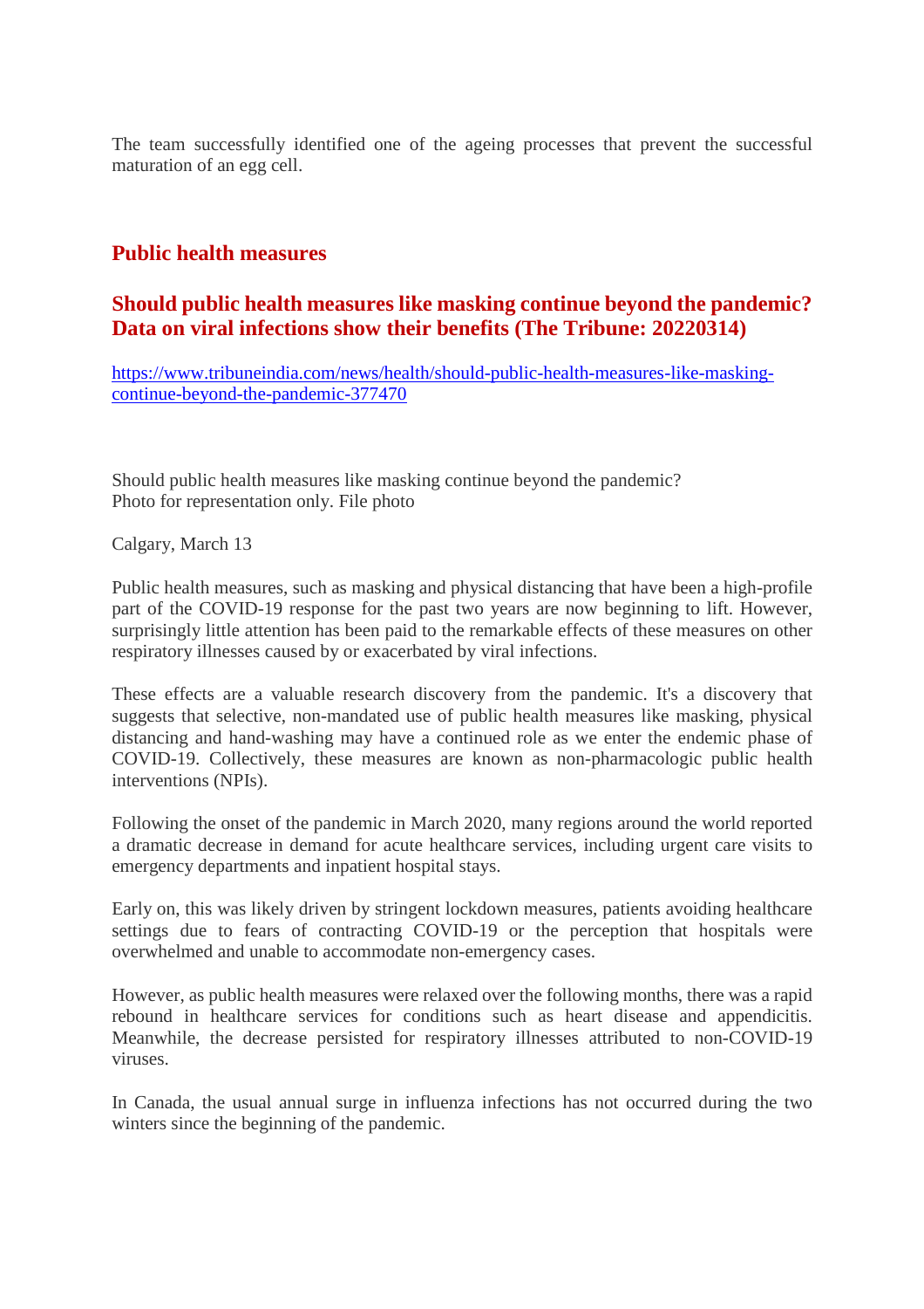The team successfully identified one of the ageing processes that prevent the successful maturation of an egg cell.

## Public health measures

### Should public health measures like masking continue beyond the pandemic? Data on viral infections show their benefits (The Tribune: 20220314)

https://www.tribuneindia.com/news/health/should-public-health-measures-like-masking-continue-beyond-the-pandemic-377470

Should public health measures like masking continue beyond the pandemic?
Photo for representation only. File photo

Calgary, March 13

Public health measures, such as masking and physical distancing that have been a high-profile part of the COVID-19 response for the past two years are now beginning to lift. However, surprisingly little attention has been paid to the remarkable effects of these measures on other respiratory illnesses caused by or exacerbated by viral infections.

These effects are a valuable research discovery from the pandemic. It's a discovery that suggests that selective, non-mandated use of public health measures like masking, physical distancing and hand-washing may have a continued role as we enter the endemic phase of COVID-19. Collectively, these measures are known as non-pharmacologic public health interventions (NPIs).

Following the onset of the pandemic in March 2020, many regions around the world reported a dramatic decrease in demand for acute healthcare services, including urgent care visits to emergency departments and inpatient hospital stays.

Early on, this was likely driven by stringent lockdown measures, patients avoiding healthcare settings due to fears of contracting COVID-19 or the perception that hospitals were overwhelmed and unable to accommodate non-emergency cases.

However, as public health measures were relaxed over the following months, there was a rapid rebound in healthcare services for conditions such as heart disease and appendicitis. Meanwhile, the decrease persisted for respiratory illnesses attributed to non-COVID-19 viruses.

In Canada, the usual annual surge in influenza infections has not occurred during the two winters since the beginning of the pandemic.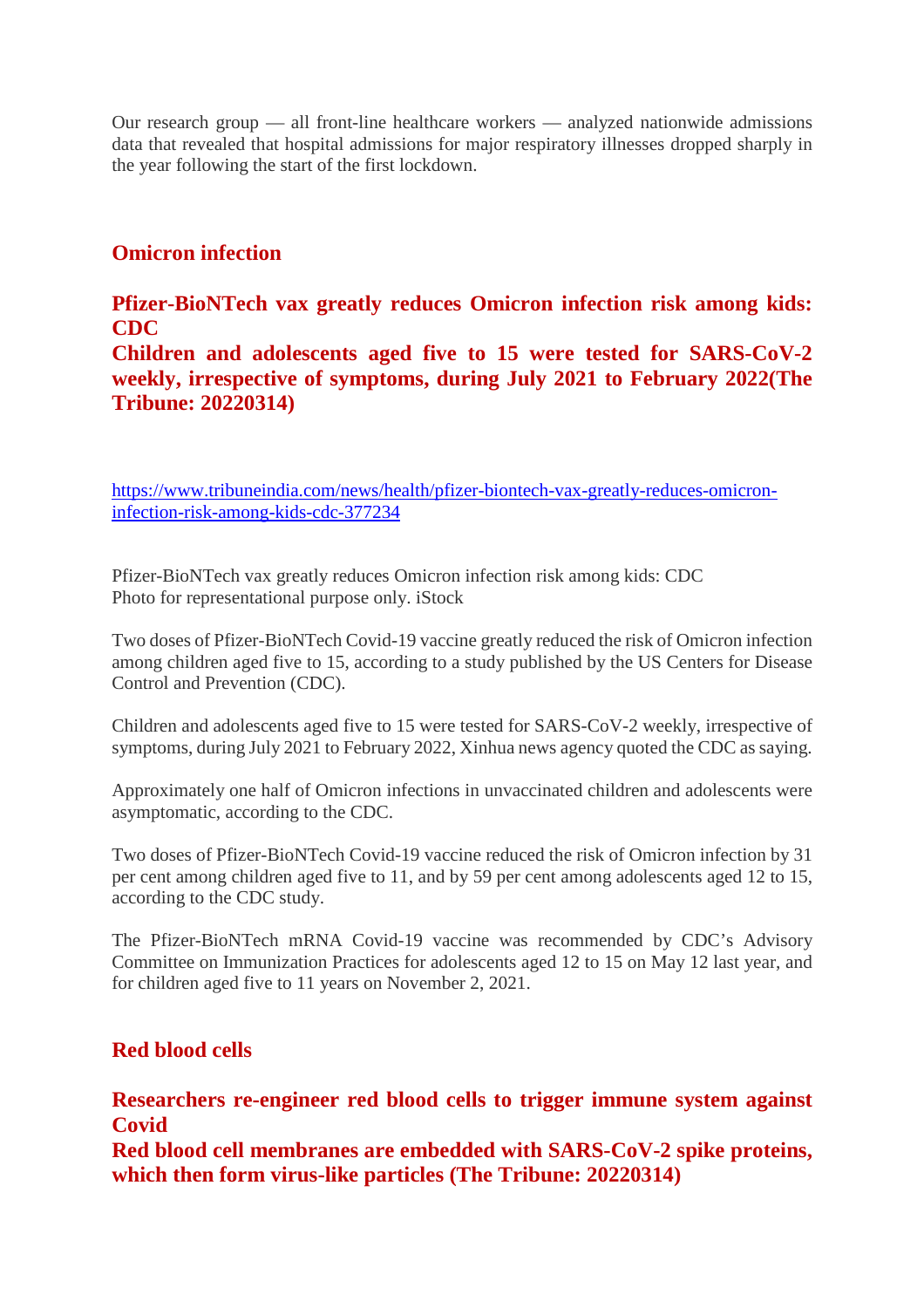Our research group — all front-line healthcare workers — analyzed nationwide admissions data that revealed that hospital admissions for major respiratory illnesses dropped sharply in the year following the start of the first lockdown.

## Omicron infection

### Pfizer-BioNTech vax greatly reduces Omicron infection risk among kids: CDC

### Children and adolescents aged five to 15 were tested for SARS-CoV-2 weekly, irrespective of symptoms, during July 2021 to February 2022(The Tribune: 20220314)

https://www.tribuneindia.com/news/health/pfizer-biontech-vax-greatly-reduces-omicron-infection-risk-among-kids-cdc-377234

Pfizer-BioNTech vax greatly reduces Omicron infection risk among kids: CDC
Photo for representational purpose only. iStock

Two doses of Pfizer-BioNTech Covid-19 vaccine greatly reduced the risk of Omicron infection among children aged five to 15, according to a study published by the US Centers for Disease Control and Prevention (CDC).

Children and adolescents aged five to 15 were tested for SARS-CoV-2 weekly, irrespective of symptoms, during July 2021 to February 2022, Xinhua news agency quoted the CDC as saying.

Approximately one half of Omicron infections in unvaccinated children and adolescents were asymptomatic, according to the CDC.

Two doses of Pfizer-BioNTech Covid-19 vaccine reduced the risk of Omicron infection by 31 per cent among children aged five to 11, and by 59 per cent among adolescents aged 12 to 15, according to the CDC study.

The Pfizer-BioNTech mRNA Covid-19 vaccine was recommended by CDC's Advisory Committee on Immunization Practices for adolescents aged 12 to 15 on May 12 last year, and for children aged five to 11 years on November 2, 2021.

## Red blood cells

### Researchers re-engineer red blood cells to trigger immune system against Covid

### Red blood cell membranes are embedded with SARS-CoV-2 spike proteins, which then form virus-like particles (The Tribune: 20220314)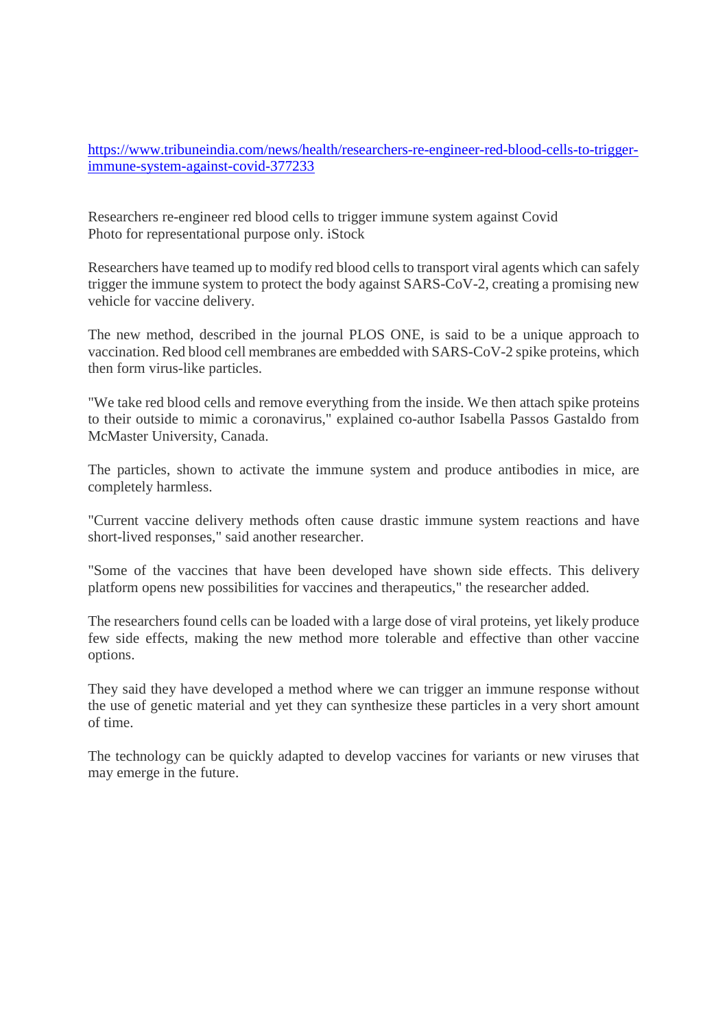[https://www.tribuneindia.com/news/health/researchers-re-engineer-red-blood-cells-to-trigger-immune-system-against-covid-377233](https://www.tribuneindia.com/news/health/researchers-re-engineer-red-blood-cells-to-trigger-immune-system-against-covid-377233)

Researchers re-engineer red blood cells to trigger immune system against Covid
Photo for representational purpose only. iStock

Researchers have teamed up to modify red blood cells to transport viral agents which can safely trigger the immune system to protect the body against SARS-CoV-2, creating a promising new vehicle for vaccine delivery.

The new method, described in the journal PLOS ONE, is said to be a unique approach to vaccination. Red blood cell membranes are embedded with SARS-CoV-2 spike proteins, which then form virus-like particles.

"We take red blood cells and remove everything from the inside. We then attach spike proteins to their outside to mimic a coronavirus," explained co-author Isabella Passos Gastaldo from McMaster University, Canada.

The particles, shown to activate the immune system and produce antibodies in mice, are completely harmless.

"Current vaccine delivery methods often cause drastic immune system reactions and have short-lived responses," said another researcher.

"Some of the vaccines that have been developed have shown side effects. This delivery platform opens new possibilities for vaccines and therapeutics," the researcher added.

The researchers found cells can be loaded with a large dose of viral proteins, yet likely produce few side effects, making the new method more tolerable and effective than other vaccine options.

They said they have developed a method where we can trigger an immune response without the use of genetic material and yet they can synthesize these particles in a very short amount of time.

The technology can be quickly adapted to develop vaccines for variants or new viruses that may emerge in the future.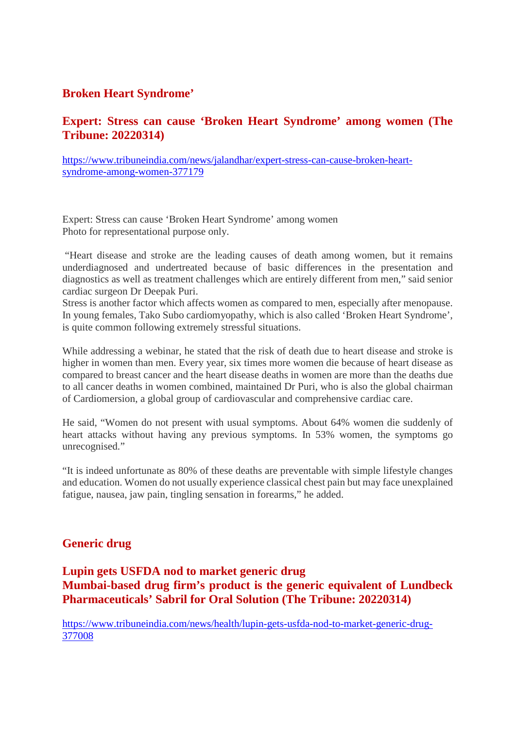## Broken Heart Syndrome’

### Expert: Stress can cause ‘Broken Heart Syndrome’ among women (The Tribune: 20220314)

https://www.tribuneindia.com/news/jalandhar/expert-stress-can-cause-broken-heart-syndrome-among-women-377179

Expert: Stress can cause ‘Broken Heart Syndrome’ among women
Photo for representational purpose only.

“Heart disease and stroke are the leading causes of death among women, but it remains underdiagnosed and undertreated because of basic differences in the presentation and diagnostics as well as treatment challenges which are entirely different from men,” said senior cardiac surgeon Dr Deepak Puri.
Stress is another factor which affects women as compared to men, especially after menopause. In young females, Tako Subo cardiomyopathy, which is also called ‘Broken Heart Syndrome’, is quite common following extremely stressful situations.

While addressing a webinar, he stated that the risk of death due to heart disease and stroke is higher in women than men. Every year, six times more women die because of heart disease as compared to breast cancer and the heart disease deaths in women are more than the deaths due to all cancer deaths in women combined, maintained Dr Puri, who is also the global chairman of Cardiomersion, a global group of cardiovascular and comprehensive cardiac care.

He said, “Women do not present with usual symptoms. About 64% women die suddenly of heart attacks without having any previous symptoms. In 53% women, the symptoms go unrecognised.”

“It is indeed unfortunate as 80% of these deaths are preventable with simple lifestyle changes and education. Women do not usually experience classical chest pain but may face unexplained fatigue, nausea, jaw pain, tingling sensation in forearms,” he added.

## Generic drug

### Lupin gets USFDA nod to market generic drug
### Mumbai-based drug firm’s product is the generic equivalent of Lundbeck Pharmaceuticals’ Sabril for Oral Solution (The Tribune: 20220314)

https://www.tribuneindia.com/news/health/lupin-gets-usfda-nod-to-market-generic-drug-377008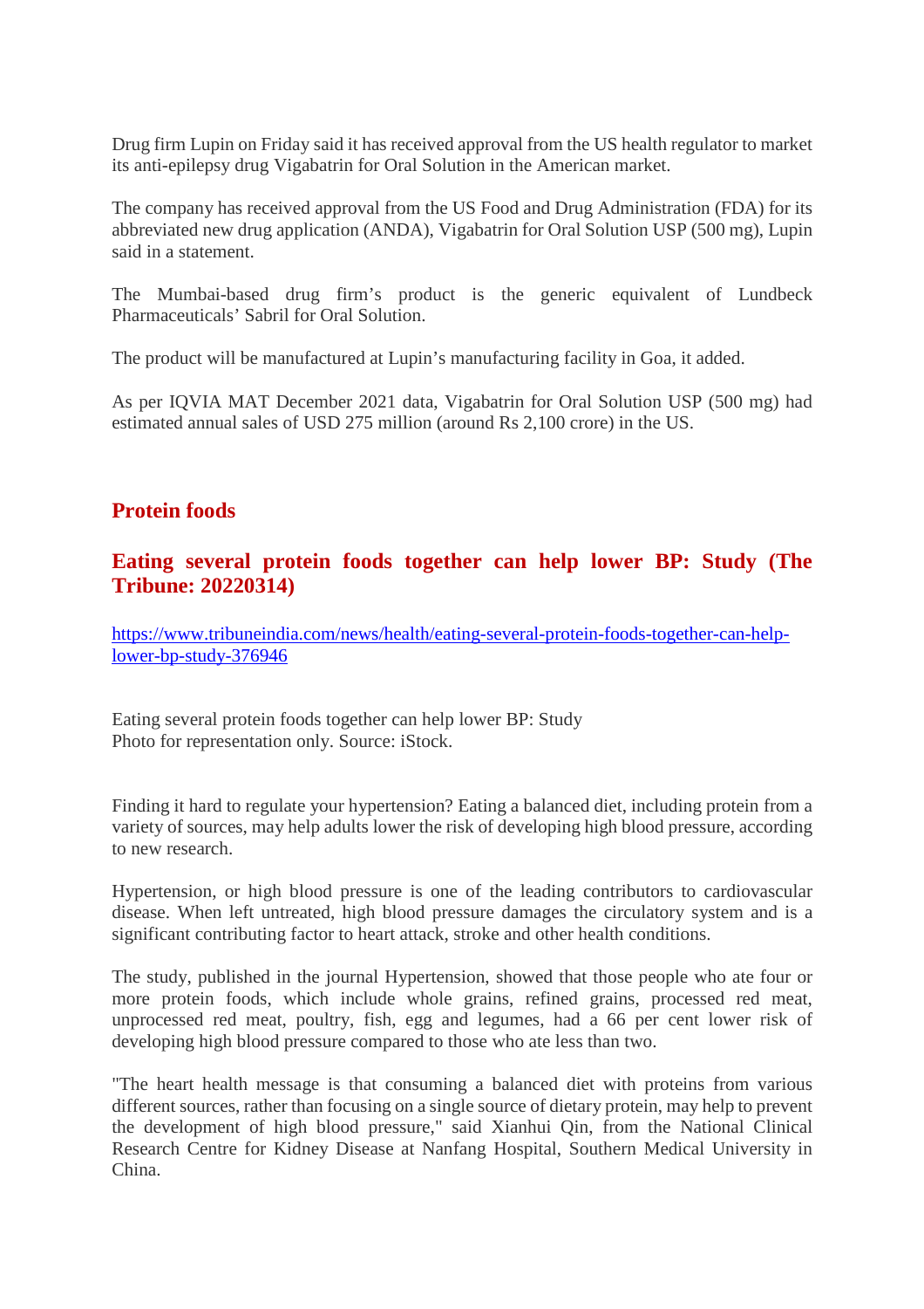Drug firm Lupin on Friday said it has received approval from the US health regulator to market its anti-epilepsy drug Vigabatrin for Oral Solution in the American market.

The company has received approval from the US Food and Drug Administration (FDA) for its abbreviated new drug application (ANDA), Vigabatrin for Oral Solution USP (500 mg), Lupin said in a statement.

The Mumbai-based drug firm's product is the generic equivalent of Lundbeck Pharmaceuticals' Sabril for Oral Solution.

The product will be manufactured at Lupin's manufacturing facility in Goa, it added.

As per IQVIA MAT December 2021 data, Vigabatrin for Oral Solution USP (500 mg) had estimated annual sales of USD 275 million (around Rs 2,100 crore) in the US.

## Protein foods

### Eating several protein foods together can help lower BP: Study (The Tribune: 20220314)

[https://www.tribuneindia.com/news/health/eating-several-protein-foods-together-can-help-lower-bp-study-376946](https://www.tribuneindia.com/news/health/eating-several-protein-foods-together-can-help-lower-bp-study-376946)

Eating several protein foods together can help lower BP: Study
Photo for representation only. Source: iStock.

Finding it hard to regulate your hypertension? Eating a balanced diet, including protein from a variety of sources, may help adults lower the risk of developing high blood pressure, according to new research.

Hypertension, or high blood pressure is one of the leading contributors to cardiovascular disease. When left untreated, high blood pressure damages the circulatory system and is a significant contributing factor to heart attack, stroke and other health conditions.

The study, published in the journal Hypertension, showed that those people who ate four or more protein foods, which include whole grains, refined grains, processed red meat, unprocessed red meat, poultry, fish, egg and legumes, had a 66 per cent lower risk of developing high blood pressure compared to those who ate less than two.

"The heart health message is that consuming a balanced diet with proteins from various different sources, rather than focusing on a single source of dietary protein, may help to prevent the development of high blood pressure," said Xianhui Qin, from the National Clinical Research Centre for Kidney Disease at Nanfang Hospital, Southern Medical University in China.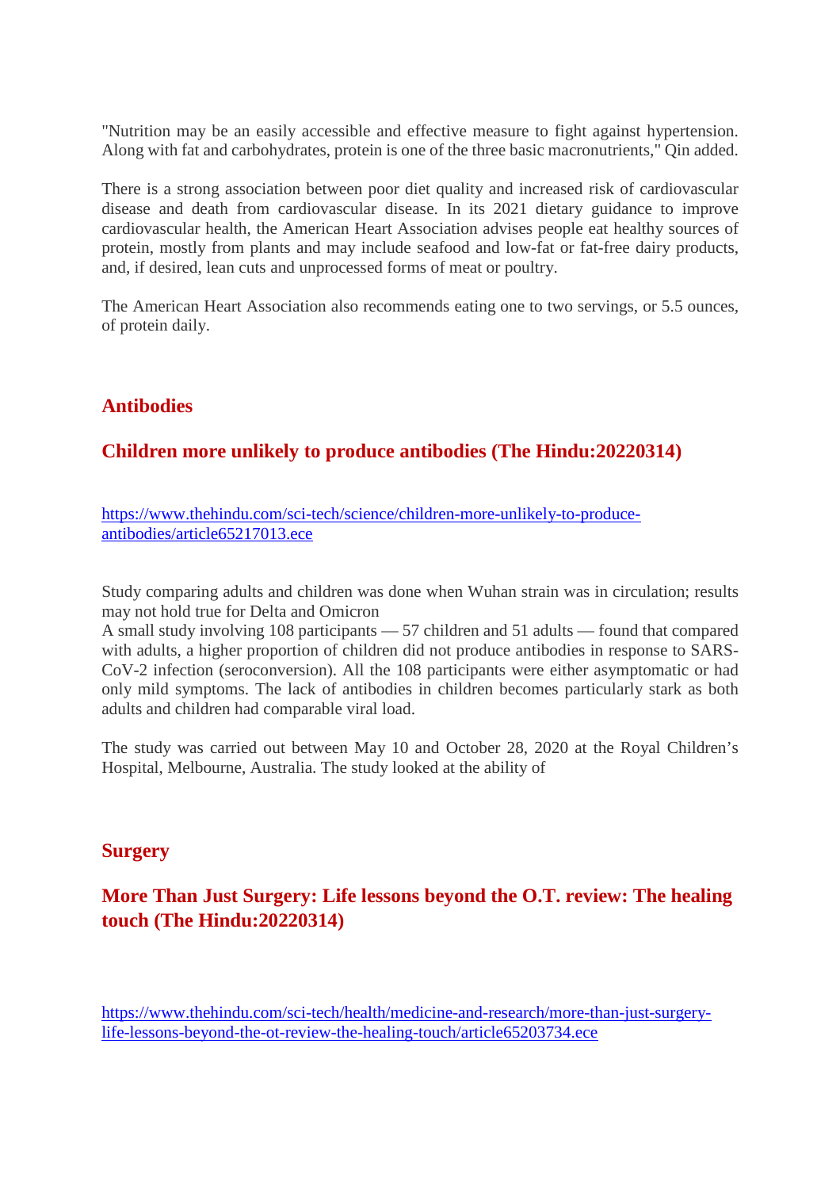"Nutrition may be an easily accessible and effective measure to fight against hypertension. Along with fat and carbohydrates, protein is one of the three basic macronutrients," Qin added.

There is a strong association between poor diet quality and increased risk of cardiovascular disease and death from cardiovascular disease. In its 2021 dietary guidance to improve cardiovascular health, the American Heart Association advises people eat healthy sources of protein, mostly from plants and may include seafood and low-fat or fat-free dairy products, and, if desired, lean cuts and unprocessed forms of meat or poultry.

The American Heart Association also recommends eating one to two servings, or 5.5 ounces, of protein daily.

## Antibodies

## Children more unlikely to produce antibodies (The Hindu:20220314)

https://www.thehindu.com/sci-tech/science/children-more-unlikely-to-produce-antibodies/article65217013.ece

Study comparing adults and children was done when Wuhan strain was in circulation; results may not hold true for Delta and Omicron
A small study involving 108 participants — 57 children and 51 adults — found that compared with adults, a higher proportion of children did not produce antibodies in response to SARS-CoV-2 infection (seroconversion). All the 108 participants were either asymptomatic or had only mild symptoms. The lack of antibodies in children becomes particularly stark as both adults and children had comparable viral load.

The study was carried out between May 10 and October 28, 2020 at the Royal Children's Hospital, Melbourne, Australia. The study looked at the ability of

## Surgery

## More Than Just Surgery: Life lessons beyond the O.T. review: The healing touch (The Hindu:20220314)

https://www.thehindu.com/sci-tech/health/medicine-and-research/more-than-just-surgery-life-lessons-beyond-the-ot-review-the-healing-touch/article65203734.ece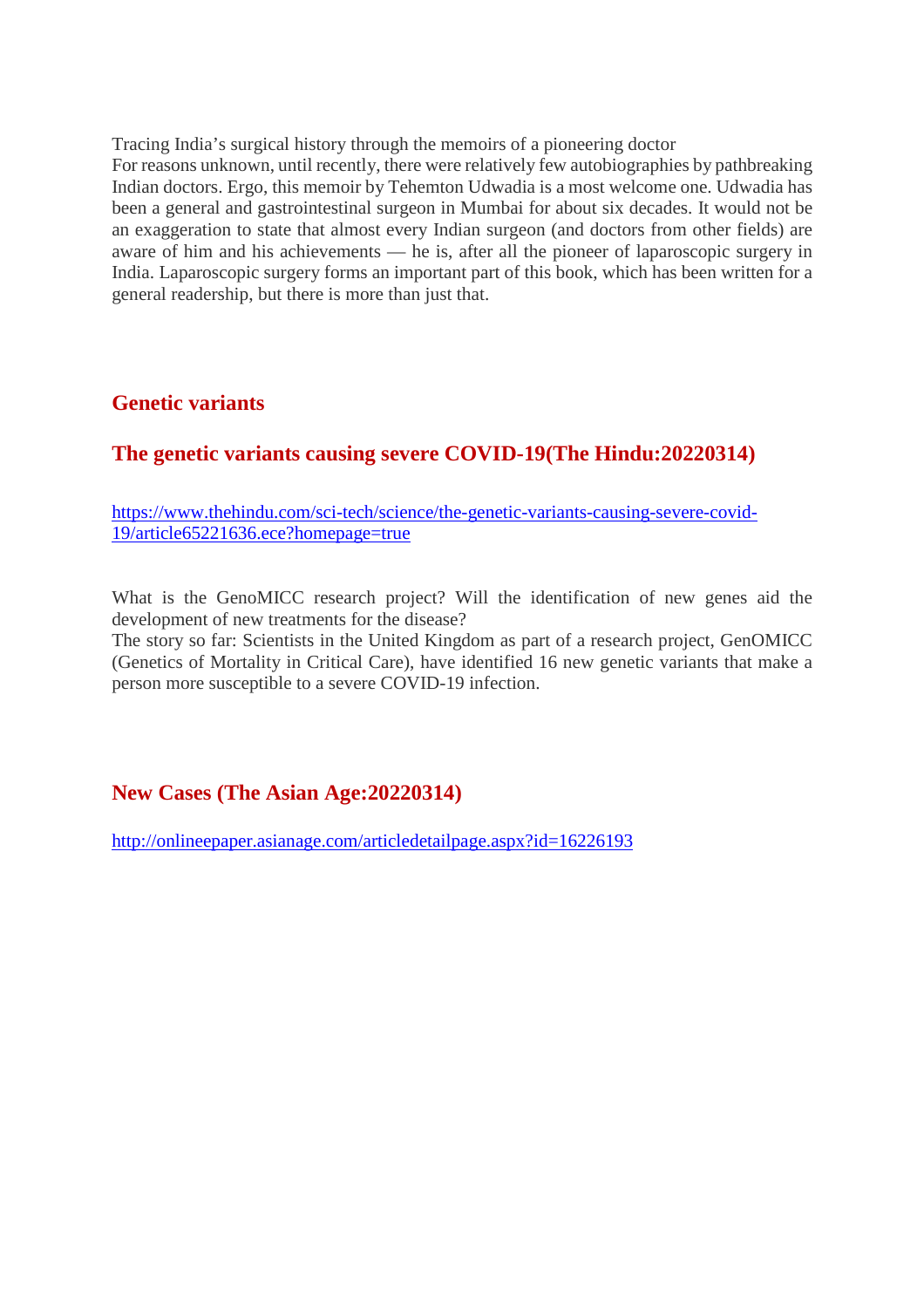Tracing India's surgical history through the memoirs of a pioneering doctor

For reasons unknown, until recently, there were relatively few autobiographies by pathbreaking Indian doctors. Ergo, this memoir by Tehemton Udwadia is a most welcome one. Udwadia has been a general and gastrointestinal surgeon in Mumbai for about six decades. It would not be an exaggeration to state that almost every Indian surgeon (and doctors from other fields) are aware of him and his achievements — he is, after all the pioneer of laparoscopic surgery in India. Laparoscopic surgery forms an important part of this book, which has been written for a general readership, but there is more than just that.

## Genetic variants

## The genetic variants causing severe COVID-19(The Hindu:20220314)

https://www.thehindu.com/sci-tech/science/the-genetic-variants-causing-severe-covid-19/article65221636.ece?homepage=true

What is the GenoMICC research project? Will the identification of new genes aid the development of new treatments for the disease?

The story so far: Scientists in the United Kingdom as part of a research project, GenOMICC (Genetics of Mortality in Critical Care), have identified 16 new genetic variants that make a person more susceptible to a severe COVID-19 infection.

## New Cases (The Asian Age:20220314)

http://onlineepaper.asianage.com/articledetailpage.aspx?id=16226193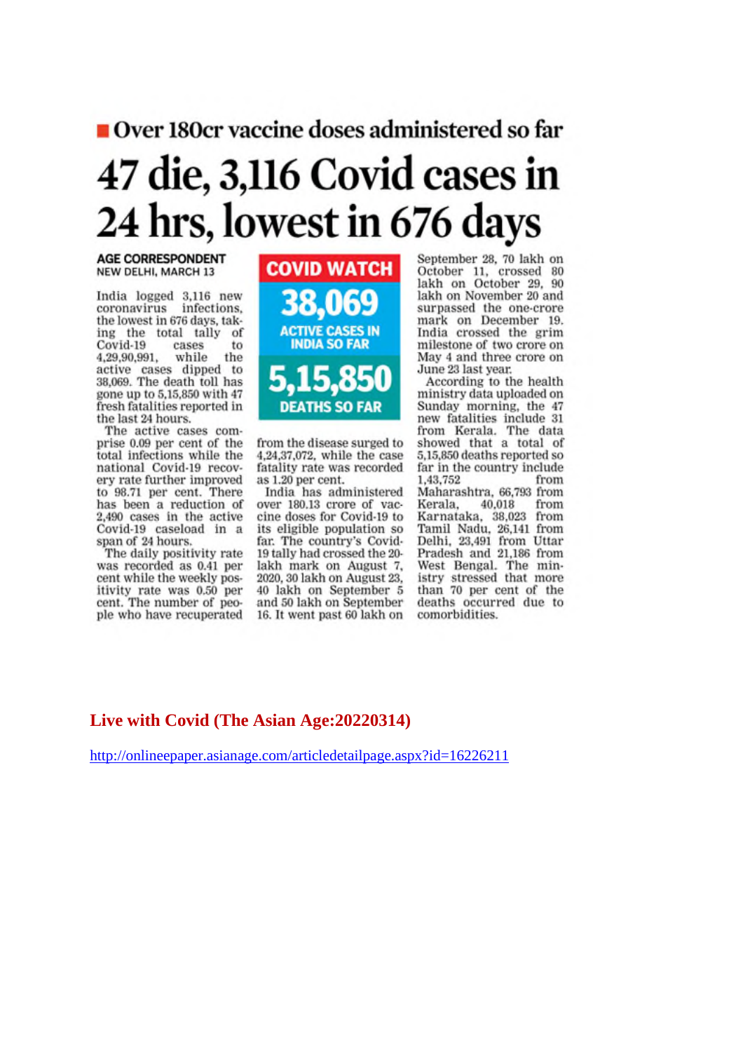■ Over 180cr vaccine doses administered so far

# 47 die, 3,116 Covid cases in 24 hrs, lowest in 676 days

**AGE CORRESPONDENT**
NEW DELHI, MARCH 13

India logged 3,116 new coronavirus infections, the lowest in 676 days, taking the total tally of Covid-19 cases to 4,29,90,991, while the active cases dipped to 38,069. The death toll has gone up to 5,15,850 with 47 fresh fatalities reported in the last 24 hours.

The active cases comprise 0.09 per cent of the total infections while the national Covid-19 recovery rate further improved to 98.71 per cent. There has been a reduction of 2,490 cases in the active Covid-19 caseload in a span of 24 hours.

The daily positivity rate was recorded as 0.41 per cent while the weekly positivity rate was 0.50 per cent. The number of people who have recuperated from the disease surged to 4,24,37,072, while the case fatality rate was recorded as 1.20 per cent.

**COVID WATCH**

**38,069** ACTIVE CASES IN INDIA SO FAR

**5,15,850** DEATHS SO FAR

India has administered over 180.13 crore of vaccine doses for Covid-19 to its eligible population so far. The country's Covid-19 tally had crossed the 20-lakh mark on August 7, 2020, 30 lakh on August 23, 40 lakh on September 5 and 50 lakh on September 16. It went past 60 lakh on September 28, 70 lakh on October 11, crossed 80 lakh on October 29, 90 lakh on November 20 and surpassed the one-crore mark on December 19. India crossed the grim milestone of two crore on May 4 and three crore on June 23 last year.

According to the health ministry data uploaded on Sunday morning, the 47 new fatalities include 31 from Kerala. The data showed that a total of 5,15,850 deaths reported so far in the country include 1,43,752 from Maharashtra, 66,793 from Kerala, 40,018 from Karnataka, 38,023 from Tamil Nadu, 26,141 from Delhi, 23,491 from Uttar Pradesh and 21,186 from West Bengal. The ministry stressed that more than 70 per cent of the deaths occurred due to comorbidities.

**Live with Covid (The Asian Age:20220314)**

http://onlineepaper.asianage.com/articledetailpage.aspx?id=16226211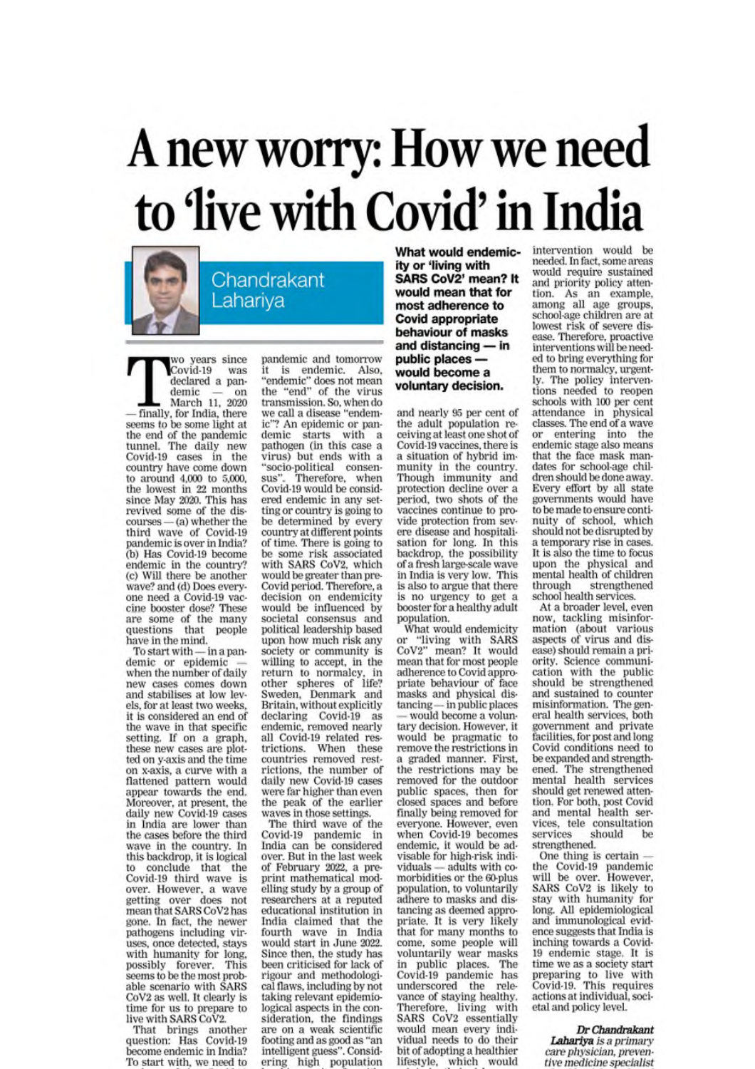# A new worry: How we need to 'live with Covid' in India

Chandrakant Lahariya

> **What would endemicity or 'living with SARS CoV2' mean? It would mean that for most adherence to Covid appropriate behaviour of masks and distancing — in public places — would become a voluntary decision.**

Two years since Covid-19 was declared a pandemic — on March 11, 2020 — finally, for India, there seems to be some light at the end of the pandemic tunnel. The daily new Covid-19 cases in the country have come down to around 4,000 to 5,000, the lowest in 22 months since May 2020. This has revived some of the discourses — (a) whether the third wave of Covid-19 pandemic is over in India? (b) Has Covid-19 become endemic in the country? (c) Will there be another wave? and (d) Does everyone need a Covid-19 vaccine booster dose? These are some of the many questions that people have in the mind.

To start with — in a pandemic or epidemic — when the number of daily new cases comes down and stabilises at low levels, for at least two weeks, it is considered an end of the wave in that specific setting. If on a graph, these new cases are plotted on y-axis and the time on x-axis, a curve with a flattened pattern would appear towards the end. Moreover, at present, the daily new Covid-19 cases in India are lower than the cases before the third wave in the country. In this backdrop, it is logical to conclude that the Covid-19 third wave is over. However, a wave getting over does not mean that SARS CoV2 has gone. In fact, the newer pathogens including viruses, once detected, stays with humanity for long, possibly forever. This seems to be the most probable scenario with SARS CoV2 as well. It clearly is time for us to prepare to live with SARS CoV2.

That brings another question: Has Covid-19 become endemic in India? To start with, we need to understand that there is no "one-day pandemic and tomorrow it is endemic. Also, "endemic" does not mean the "end" of the virus transmission. So, when do we call a disease "endemic"? An epidemic or pandemic starts with a pathogen (in this case a virus) but ends with a "socio-political consensus". Therefore, when Covid-19 would be considered endemic in any setting or country is going to be determined by every country at different points of time. There is going to be some risk associated with SARS CoV2, which would be greater than pre-Covid period. Therefore, a decision on endemicity would be influenced by societal consensus and political leadership based upon how much risk any society or community is willing to accept, in the return to normalcy, in other spheres of life? Sweden, Denmark and Britain, without explicitly declaring Covid-19 as endemic, removed nearly all Covid-19 related restrictions. When these countries removed restrictions, the number of daily new Covid-19 cases were far higher than even the peak of the earlier waves in those settings.

The third wave of the Covid-19 pandemic in India can be considered over. But in the last week of February 2022, a pre-print mathematical modelling study by a group of researchers at a reputed educational institution in India claimed that the fourth wave in India would start in June 2022. Since then, the study has been criticised for lack of rigour and methodological flaws, including by not taking relevant epidemiological aspects in the consideration, the findings are on a weak scientific footing and as good as "an intelligent guess". Considering high population and nearly 95 per cent of the adult population receiving at least one shot of Covid-19 vaccines, there is a situation of hybrid immunity in the country. Though immunity and protection decline over a period, two shots of the vaccines continue to provide protection from severe disease and hospitalisation for long. In this backdrop, the possibility of a fresh large-scale wave in India is very low. This is also to argue that there is no urgency to get a booster for a healthy adult population.

What would endemicity or "living with SARS CoV2" mean? It would mean that for most people adherence to Covid appropriate behaviour of face masks and physical distancing — in public places — would become a voluntary decision. However, it would be pragmatic to remove the restrictions in a graded manner. First, the restrictions may be removed for the outdoor public spaces, then for closed spaces and before finally being removed for everyone. However, even when Covid-19 becomes endemic, it would be advisable for high-risk individuals — adults with co-morbidities or the 60-plus population, to voluntarily adhere to masks and distancing as deemed appropriate. It is very likely that for many months to come, some people will voluntarily wear masks in public places. The Covid-19 pandemic has underscored the relevance of staying healthy. Therefore, living with SARS CoV2 essentially would mean every individual needs to do their bit of adopting a healthier lifestyle, which would intervention would be needed. In fact, some areas would require sustained and priority policy attention. As an example, among all age groups, school-age children are at lowest risk of severe disease. Therefore, proactive interventions will be needed to bring everything for them to normalcy, urgently. The policy interventions needed to reopen schools with 100 per cent attendance in physical classes. The end of a wave or entering into the endemic stage also means that the face mask mandates for school-age children should be done away. Every effort by all state governments would have to be made to ensure continuity of school, which should not be disrupted by a temporary rise in cases. It is also the time to focus upon the physical and mental health of children through strengthened school health services.

At a broader level, even now, tackling misinformation (about various aspects of virus and disease) should remain a priority. Science communication with the public should be strengthened and sustained to counter misinformation. The general health services, both government and private facilities, for post and long Covid conditions need to be expanded and strengthened. The strengthened mental health services should get renewed attention. For both, post Covid and mental health services, tele consultation services should be strengthened.

One thing is certain — the Covid-19 pandemic will be over. However, SARS CoV2 is likely to stay with humanity for long. All epidemiological and immunological evidence suggests that India is inching towards a Covid-19 endemic stage. It is time we as a society start preparing to live with Covid-19. This requires actions at individual, societal and policy level.

**Dr Chandrakant Lahariya** *is a primary care physician, preventive medicine specialist*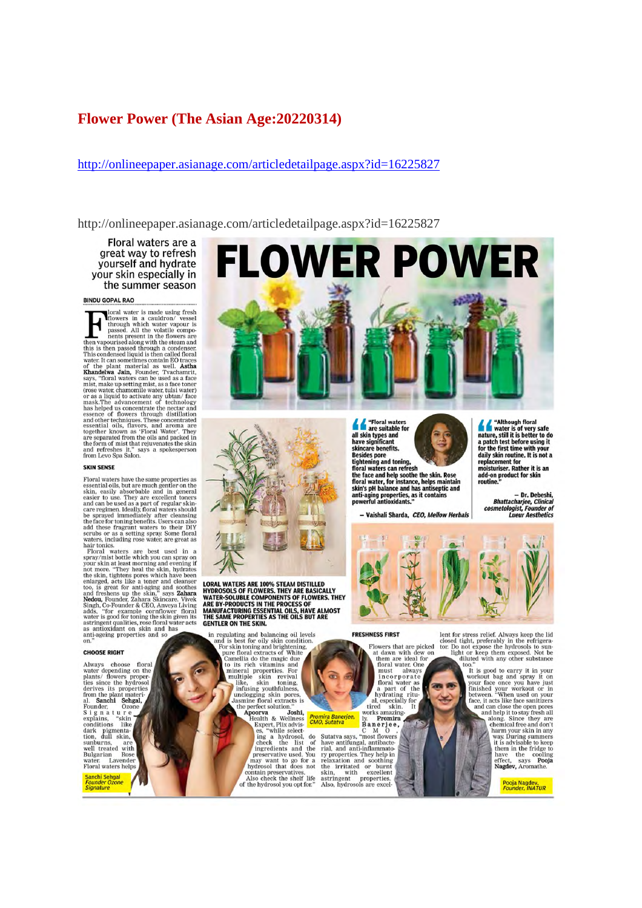# Flower Power (The Asian Age:20220314)

http://onlineepaper.asianage.com/articledetailpage.aspx?id=16225827

http://onlineepaper.asianage.com/articledetailpage.aspx?id=16225827

# FLOWER POWER

**Floral waters are a great way to refresh yourself and hydrate your skin especially in the summer season**

**BINDU GOPAL RAO**

Floral water is made using fresh flowers in a cauldron/ vessel through which water vapour is passed. All the volatile components present in the flowers are then vapourised along with the steam and this is then passed through a condenser. This condensed liquid is then called floral water. It can sometimes contain EO traces of the plant material as well. **Astha Khandelwa Jain**, Founder, Tvachamrit, says, "floral waters can be used as a face mist, make up setting mist, as a face toner (rose water, chamomile water, tulsi water) or as a liquid to activate any ubtan/ face mask. The advancement of technology has helped us concentrate the nectar and essence of flowers through distillation and other techniques. These concentrated essential oils, flavors, and aroma are together known as 'Floral Water'. They are separated from the oils and packed in the form of mist that rejuvenates the skin and refreshes it," says a spokesperson from Levo Spa Salon.

### SKIN SENSE

Floral waters have the same properties as essential oils, but are much gentler on the skin, easily absorbable and in general easier to use. They are excellent toners and can be used as a part of regular skincare regimen. Ideally, floral waters should be sprayed immediately after cleansing the face for toning benefits. Users can also add these fragrant waters to their DIY scrubs or as a setting spray. Some floral waters, including rose water, are great as hair tonics.

Floral waters are best used in a spray/mist bottle which you can spray on your skin at least morning and evening if not more. "They heal the skin, hydrates the skin, tightens pores which have been enlarged, acts like a toner and cleanser too, is great for anti-aging and soothes and freshens up the skin," says **Zahara Nedou**, Founder, Zahara Skincare. Vivek Singh, Co-Founder & CEO, Anveya Living adds, "for example cornflower floral water is good for toning the skin given its astringent qualities, rose floral water acts as antioxidant on skin and has anti-ageing properties and so on."

### CHOOSE RIGHT

Always choose floral water depending on the plants/ flowers properties since the hydrosol derives its properties from the plant material. **Sanchi Sehgal**, Founder, Ozone Signature explains, "skin conditions like dark pigmentation, dull skin, sunburns, are well treated with Bulgarian Rose water. Lavender Floral waters helps in regulating and balancing oil levels and is best for oily skin condition. For skin toning and brightening, pure floral extracts of White Camellia do the magic due to its rich vitamins and mineral properties. For multiple skin revival like, skin toning, infusing youthfulness, unclogging skin pores, Jasmine floral extracts is the perfect solution."

*Sanchi Sehgal, Founder Ozone Signature*

**Apoorva Joshi**, Health & Wellness Expert, Plix advises, "while selecting a hydrosol, do check the list of ingredients and the preservative used. You may want to go for a hydrosol that does not contain preservatives. Also check the shelf life of the hydrosol you opt for."

**LORAL WATERS ARE 100% STEAM DISTILLED HYDROSOLS OF FLOWERS. THEY ARE BASICALLY WATER-SOLUBLE COMPONENTS OF FLOWERS. THEY ARE BY-PRODUCTS IN THE PROCESS OF MANUFACTURING ESSENTIAL OILS, HAVE ALMOST THE SAME PROPERTIES AS THE OILS BUT ARE GENTLER ON THE SKIN.**

> **"Floral waters are suitable for all skin types and have significant skincare benefits. Besides pore tightening and toning, floral waters can refresh the face and help soothe the skin. Rose floral water, for instance, helps maintain skin's pH balance and has antiseptic and anti-aging properties, as it contains powerful antioxidants."**
>
> — **Vaishali Sharda**, *CEO, Mellow Herbals*

> **"Although floral water is of very safe nature, still it is better to do a patch test before using it for the first time with your daily skin routine. It is not a replacement for moisturiser. Rather it is an add-on product for skin routine."**
>
> — **Dr. Debeshi**, *Bhattacharjee, Clinical cosmetologist, Founder of Lueur Aesthetics*

### FRESHNESS FIRST

Flowers that are picked at dawn with dew on them are ideal for floral water. One must always incorporate floral water as a part of the hydrating ritual, especially for tired skin. It works amazingly. **Promira Banerjee**, CMO, Sutatva says, "most flowers have antifungal, antibacterial, and anti-inflammatory properties. They help in relaxation and soothing the irritated or burnt skin, with excellent astringent properties. Also, hydrosols are excellent for stress relief. Always keep the lid closed tight, preferably in the refrigerator. Do not expose the hydrosols to sunlight or keep them exposed. Not be diluted with any other substance too."

*Promira Banerjee, CMO, Sutatva*

It is good to carry it in your workout bag and spray it on your face once you have just finished your workout or in between. "When used on your face, it acts like face sanitizers and can close the open pores and help it to stay fresh all along. Since they are chemical free and don't harm your skin in any way. During summers it is advisable to keep them in the fridge to have the cooling effect, says **Pooja Nagdev**, Aromathe.

*Pooja Nagdev, Founder, INATUR*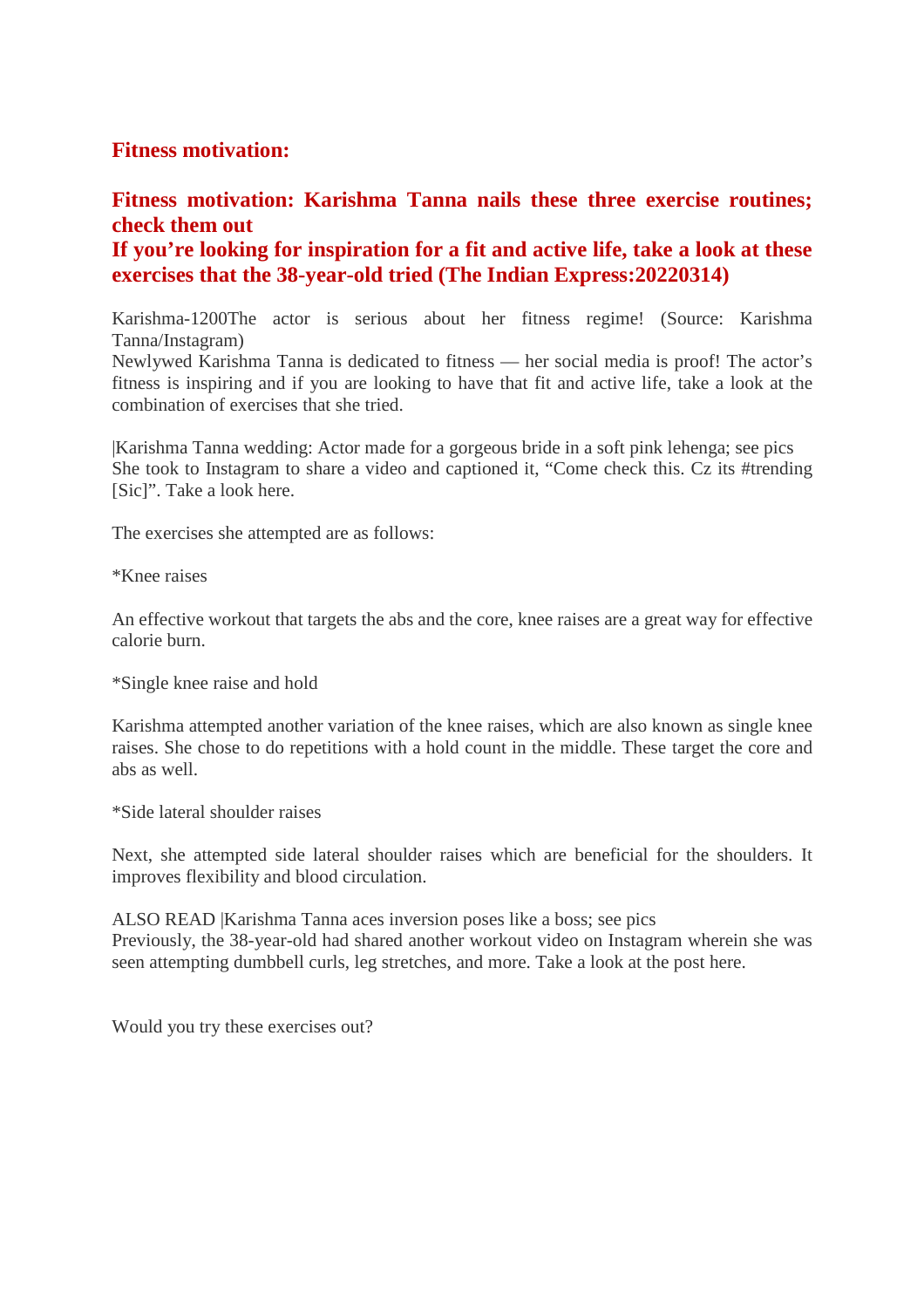## Fitness motivation:

## Fitness motivation: Karishma Tanna nails these three exercise routines; check them out

## If you're looking for inspiration for a fit and active life, take a look at these exercises that the 38-year-old tried (The Indian Express:20220314)

Karishma-1200The actor is serious about her fitness regime! (Source: Karishma Tanna/Instagram)
Newlywed Karishma Tanna is dedicated to fitness — her social media is proof! The actor's fitness is inspiring and if you are looking to have that fit and active life, take a look at the combination of exercises that she tried.

|Karishma Tanna wedding: Actor made for a gorgeous bride in a soft pink lehenga; see pics
She took to Instagram to share a video and captioned it, "Come check this. Cz its #trending [Sic]". Take a look here.

The exercises she attempted are as follows:

*Knee raises

An effective workout that targets the abs and the core, knee raises are a great way for effective calorie burn.

*Single knee raise and hold

Karishma attempted another variation of the knee raises, which are also known as single knee raises. She chose to do repetitions with a hold count in the middle. These target the core and abs as well.

*Side lateral shoulder raises

Next, she attempted side lateral shoulder raises which are beneficial for the shoulders. It improves flexibility and blood circulation.

ALSO READ |Karishma Tanna aces inversion poses like a boss; see pics
Previously, the 38-year-old had shared another workout video on Instagram wherein she was seen attempting dumbbell curls, leg stretches, and more. Take a look at the post here.

Would you try these exercises out?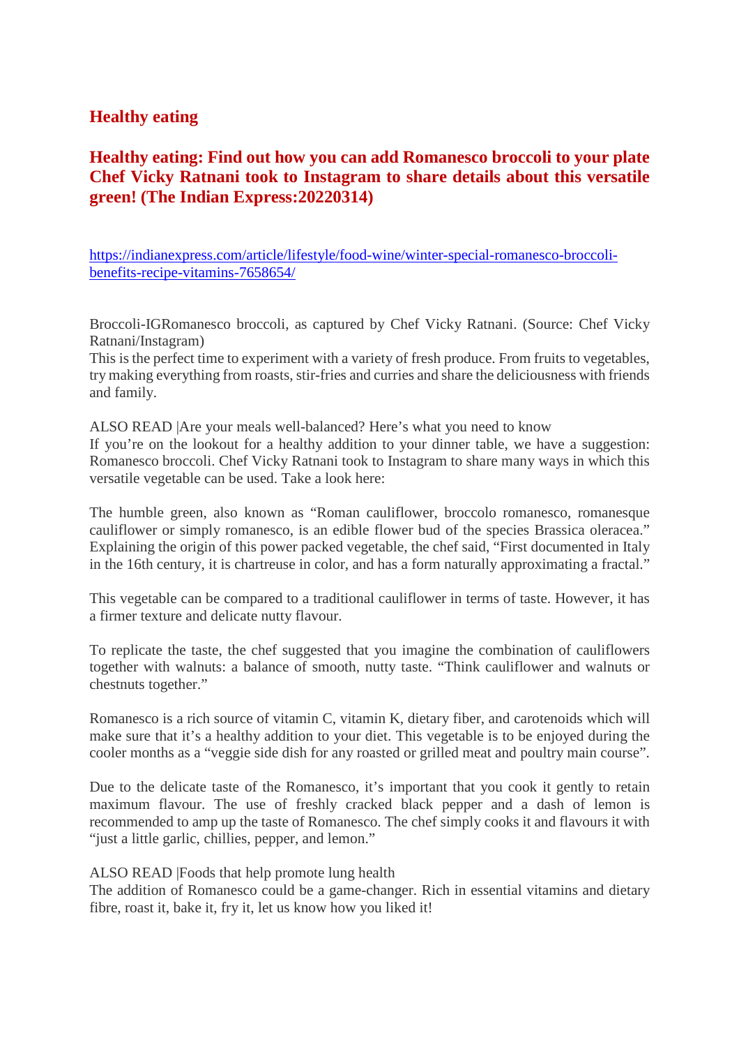## Healthy eating

## Healthy eating: Find out how you can add Romanesco broccoli to your plate Chef Vicky Ratnani took to Instagram to share details about this versatile green! (The Indian Express:20220314)

https://indianexpress.com/article/lifestyle/food-wine/winter-special-romanesco-broccoli-benefits-recipe-vitamins-7658654/

Broccoli-IGRomanesco broccoli, as captured by Chef Vicky Ratnani. (Source: Chef Vicky Ratnani/Instagram)
This is the perfect time to experiment with a variety of fresh produce. From fruits to vegetables, try making everything from roasts, stir-fries and curries and share the deliciousness with friends and family.

ALSO READ |Are your meals well-balanced? Here's what you need to know
If you're on the lookout for a healthy addition to your dinner table, we have a suggestion: Romanesco broccoli. Chef Vicky Ratnani took to Instagram to share many ways in which this versatile vegetable can be used. Take a look here:

The humble green, also known as "Roman cauliflower, broccolo romanesco, romanesque cauliflower or simply romanesco, is an edible flower bud of the species Brassica oleracea." Explaining the origin of this power packed vegetable, the chef said, "First documented in Italy in the 16th century, it is chartreuse in color, and has a form naturally approximating a fractal."

This vegetable can be compared to a traditional cauliflower in terms of taste. However, it has a firmer texture and delicate nutty flavour.

To replicate the taste, the chef suggested that you imagine the combination of cauliflowers together with walnuts: a balance of smooth, nutty taste. "Think cauliflower and walnuts or chestnuts together."

Romanesco is a rich source of vitamin C, vitamin K, dietary fiber, and carotenoids which will make sure that it's a healthy addition to your diet. This vegetable is to be enjoyed during the cooler months as a "veggie side dish for any roasted or grilled meat and poultry main course".

Due to the delicate taste of the Romanesco, it's important that you cook it gently to retain maximum flavour. The use of freshly cracked black pepper and a dash of lemon is recommended to amp up the taste of Romanesco. The chef simply cooks it and flavours it with "just a little garlic, chillies, pepper, and lemon."

ALSO READ |Foods that help promote lung health
The addition of Romanesco could be a game-changer. Rich in essential vitamins and dietary fibre, roast it, bake it, fry it, let us know how you liked it!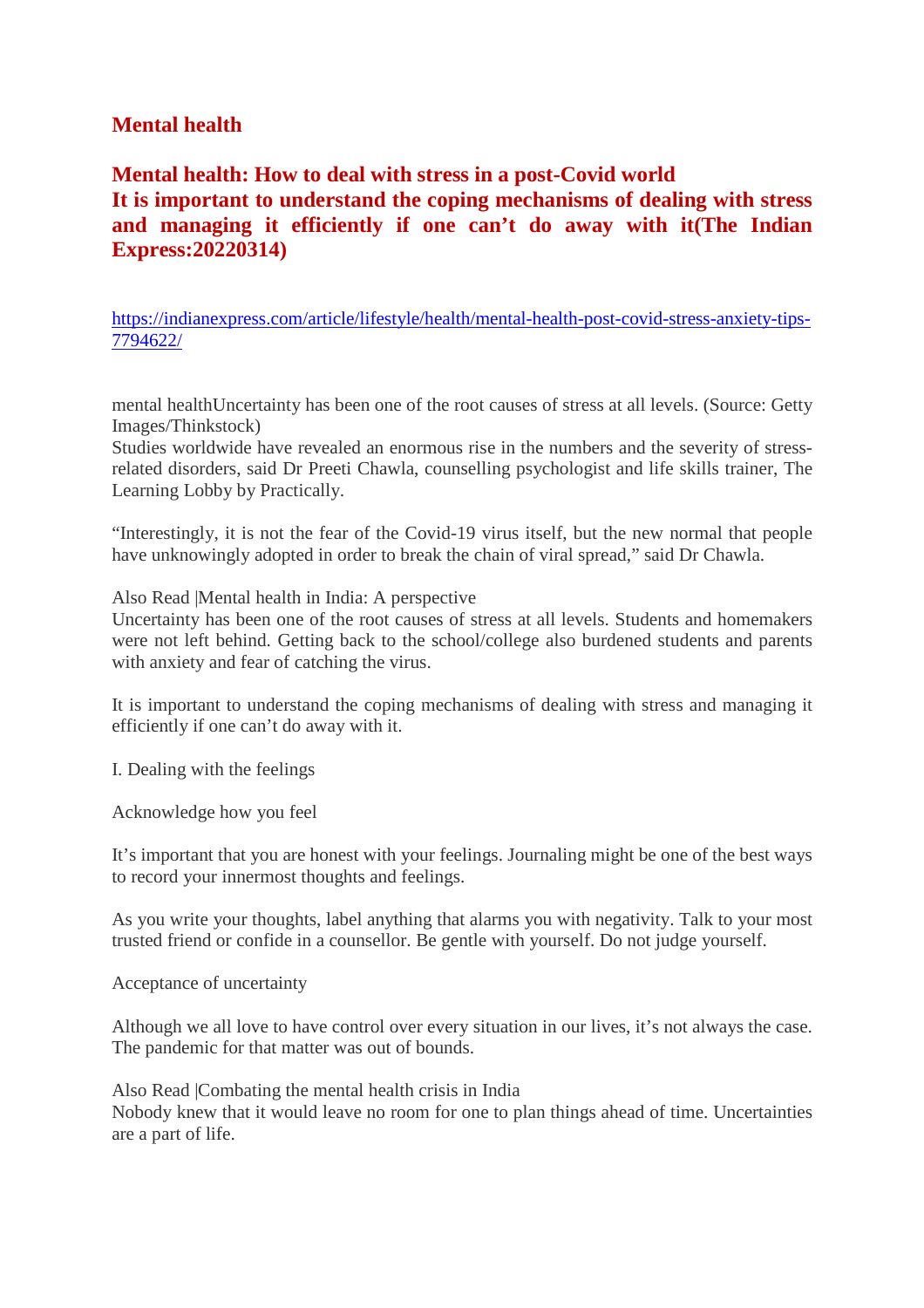## Mental health

## Mental health: How to deal with stress in a post-Covid world
## It is important to understand the coping mechanisms of dealing with stress and managing it efficiently if one can't do away with it(The Indian Express:20220314)

https://indianexpress.com/article/lifestyle/health/mental-health-post-covid-stress-anxiety-tips-7794622/

mental healthUncertainty has been one of the root causes of stress at all levels. (Source: Getty Images/Thinkstock)
Studies worldwide have revealed an enormous rise in the numbers and the severity of stress-related disorders, said Dr Preeti Chawla, counselling psychologist and life skills trainer, The Learning Lobby by Practically.

"Interestingly, it is not the fear of the Covid-19 virus itself, but the new normal that people have unknowingly adopted in order to break the chain of viral spread," said Dr Chawla.

Also Read |Mental health in India: A perspective
Uncertainty has been one of the root causes of stress at all levels. Students and homemakers were not left behind. Getting back to the school/college also burdened students and parents with anxiety and fear of catching the virus.

It is important to understand the coping mechanisms of dealing with stress and managing it efficiently if one can't do away with it.

I. Dealing with the feelings

Acknowledge how you feel

It's important that you are honest with your feelings. Journaling might be one of the best ways to record your innermost thoughts and feelings.

As you write your thoughts, label anything that alarms you with negativity. Talk to your most trusted friend or confide in a counsellor. Be gentle with yourself. Do not judge yourself.

Acceptance of uncertainty

Although we all love to have control over every situation in our lives, it's not always the case. The pandemic for that matter was out of bounds.

Also Read |Combating the mental health crisis in India
Nobody knew that it would leave no room for one to plan things ahead of time. Uncertainties are a part of life.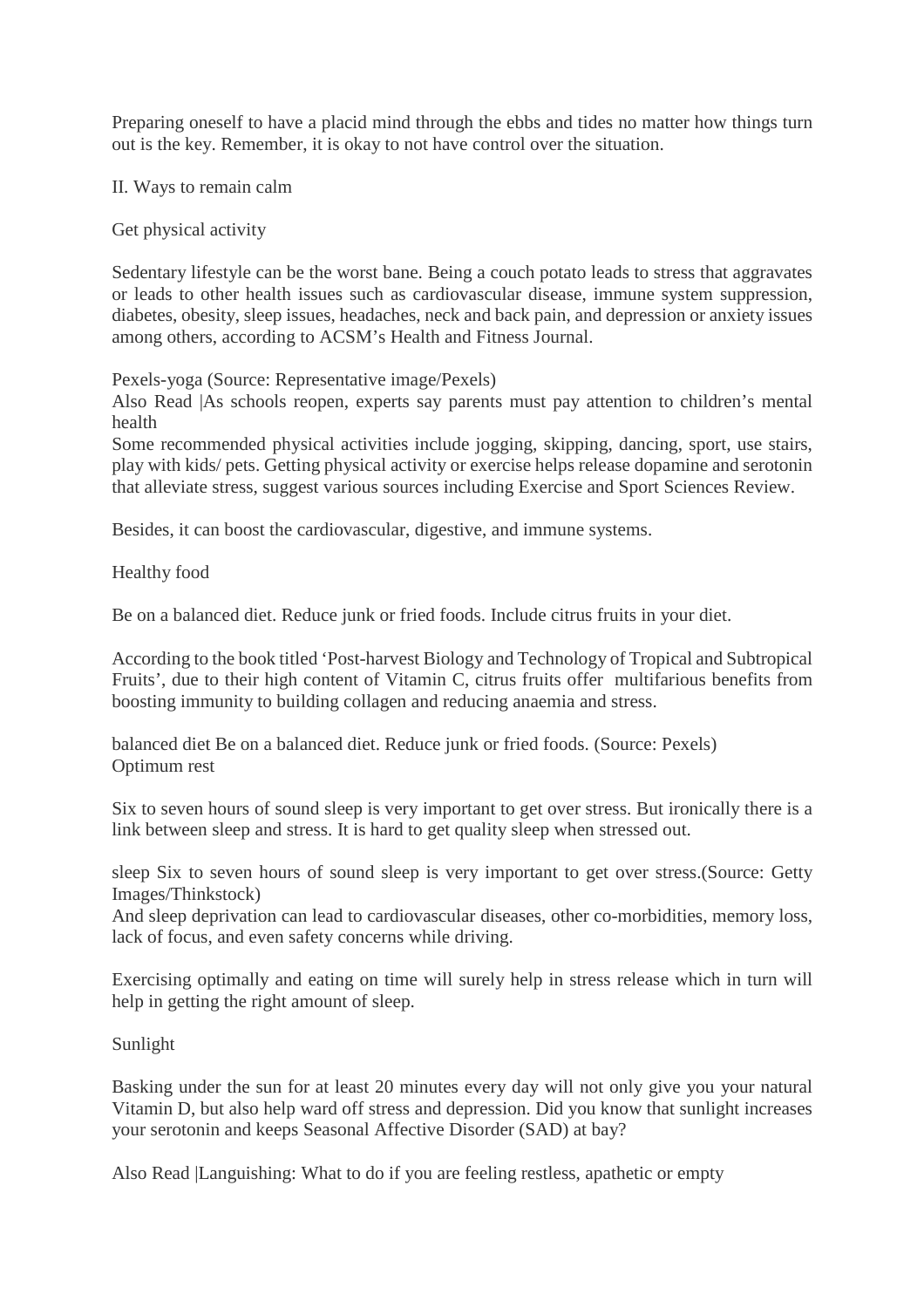Preparing oneself to have a placid mind through the ebbs and tides no matter how things turn out is the key. Remember, it is okay to not have control over the situation.

## II. Ways to remain calm

### Get physical activity

Sedentary lifestyle can be the worst bane. Being a couch potato leads to stress that aggravates or leads to other health issues such as cardiovascular disease, immune system suppression, diabetes, obesity, sleep issues, headaches, neck and back pain, and depression or anxiety issues among others, according to ACSM's Health and Fitness Journal.

Pexels-yoga (Source: Representative image/Pexels)
Also Read |As schools reopen, experts say parents must pay attention to children's mental health
Some recommended physical activities include jogging, skipping, dancing, sport, use stairs, play with kids/ pets. Getting physical activity or exercise helps release dopamine and serotonin that alleviate stress, suggest various sources including Exercise and Sport Sciences Review.

Besides, it can boost the cardiovascular, digestive, and immune systems.

### Healthy food

Be on a balanced diet. Reduce junk or fried foods. Include citrus fruits in your diet.

According to the book titled 'Post-harvest Biology and Technology of Tropical and Subtropical Fruits', due to their high content of Vitamin C, citrus fruits offer multifarious benefits from boosting immunity to building collagen and reducing anaemia and stress.

balanced diet Be on a balanced diet. Reduce junk or fried foods. (Source: Pexels)

### Optimum rest

Six to seven hours of sound sleep is very important to get over stress. But ironically there is a link between sleep and stress. It is hard to get quality sleep when stressed out.

sleep Six to seven hours of sound sleep is very important to get over stress.(Source: Getty Images/Thinkstock)
And sleep deprivation can lead to cardiovascular diseases, other co-morbidities, memory loss, lack of focus, and even safety concerns while driving.

Exercising optimally and eating on time will surely help in stress release which in turn will help in getting the right amount of sleep.

### Sunlight

Basking under the sun for at least 20 minutes every day will not only give you your natural Vitamin D, but also help ward off stress and depression. Did you know that sunlight increases your serotonin and keeps Seasonal Affective Disorder (SAD) at bay?

Also Read |Languishing: What to do if you are feeling restless, apathetic or empty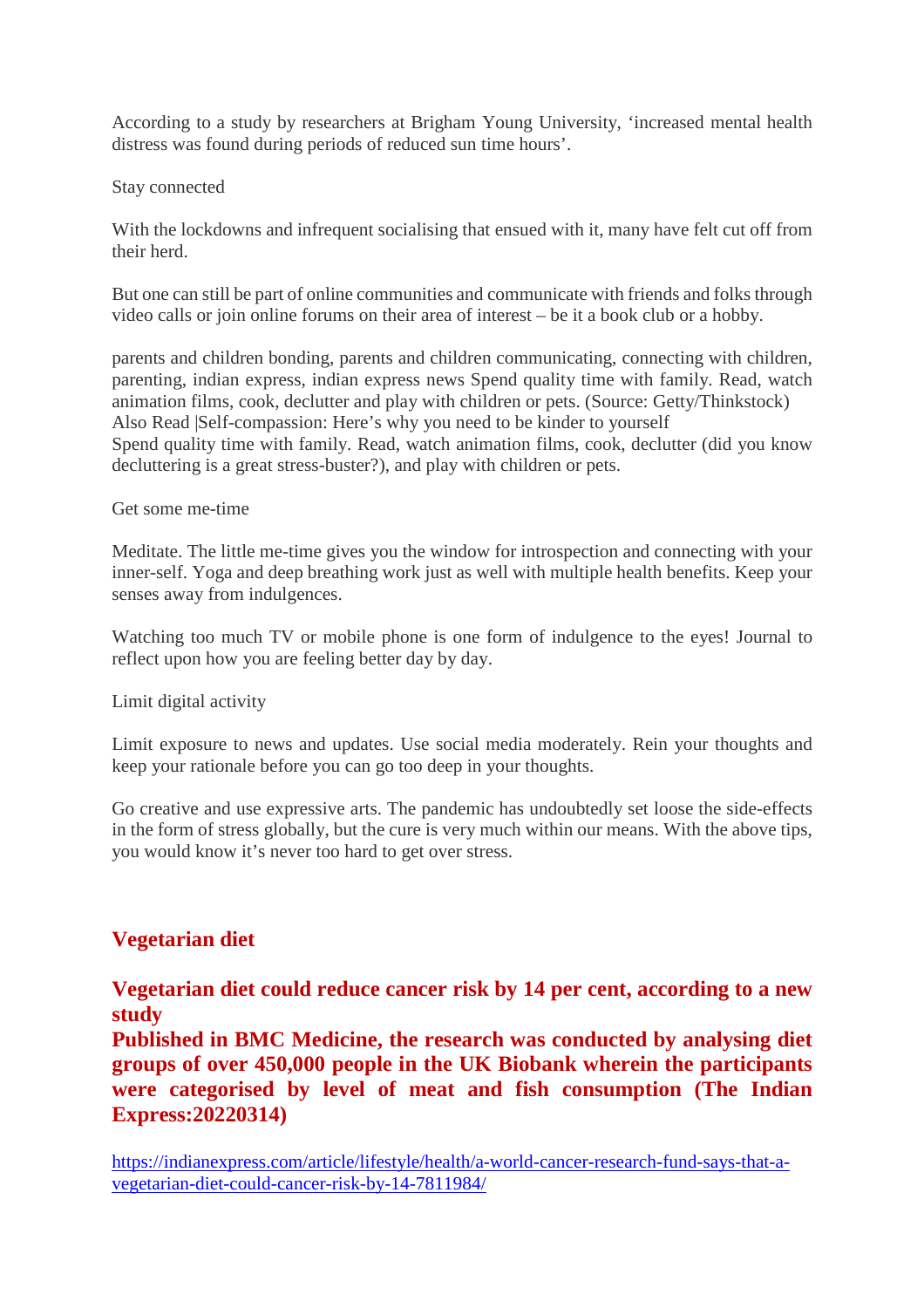According to a study by researchers at Brigham Young University, 'increased mental health distress was found during periods of reduced sun time hours'.

Stay connected

With the lockdowns and infrequent socialising that ensued with it, many have felt cut off from their herd.

But one can still be part of online communities and communicate with friends and folks through video calls or join online forums on their area of interest – be it a book club or a hobby.

parents and children bonding, parents and children communicating, connecting with children, parenting, indian express, indian express news Spend quality time with family. Read, watch animation films, cook, declutter and play with children or pets. (Source: Getty/Thinkstock)
Also Read |Self-compassion: Here's why you need to be kinder to yourself
Spend quality time with family. Read, watch animation films, cook, declutter (did you know decluttering is a great stress-buster?), and play with children or pets.

Get some me-time

Meditate. The little me-time gives you the window for introspection and connecting with your inner-self. Yoga and deep breathing work just as well with multiple health benefits. Keep your senses away from indulgences.

Watching too much TV or mobile phone is one form of indulgence to the eyes! Journal to reflect upon how you are feeling better day by day.

Limit digital activity

Limit exposure to news and updates. Use social media moderately. Rein your thoughts and keep your rationale before you can go too deep in your thoughts.

Go creative and use expressive arts. The pandemic has undoubtedly set loose the side-effects in the form of stress globally, but the cure is very much within our means. With the above tips, you would know it's never too hard to get over stress.

## Vegetarian diet

**Vegetarian diet could reduce cancer risk by 14 per cent, according to a new study**
**Published in BMC Medicine, the research was conducted by analysing diet groups of over 450,000 people in the UK Biobank wherein the participants were categorised by level of meat and fish consumption (The Indian Express:20220314)**

https://indianexpress.com/article/lifestyle/health/a-world-cancer-research-fund-says-that-a-vegetarian-diet-could-cancer-risk-by-14-7811984/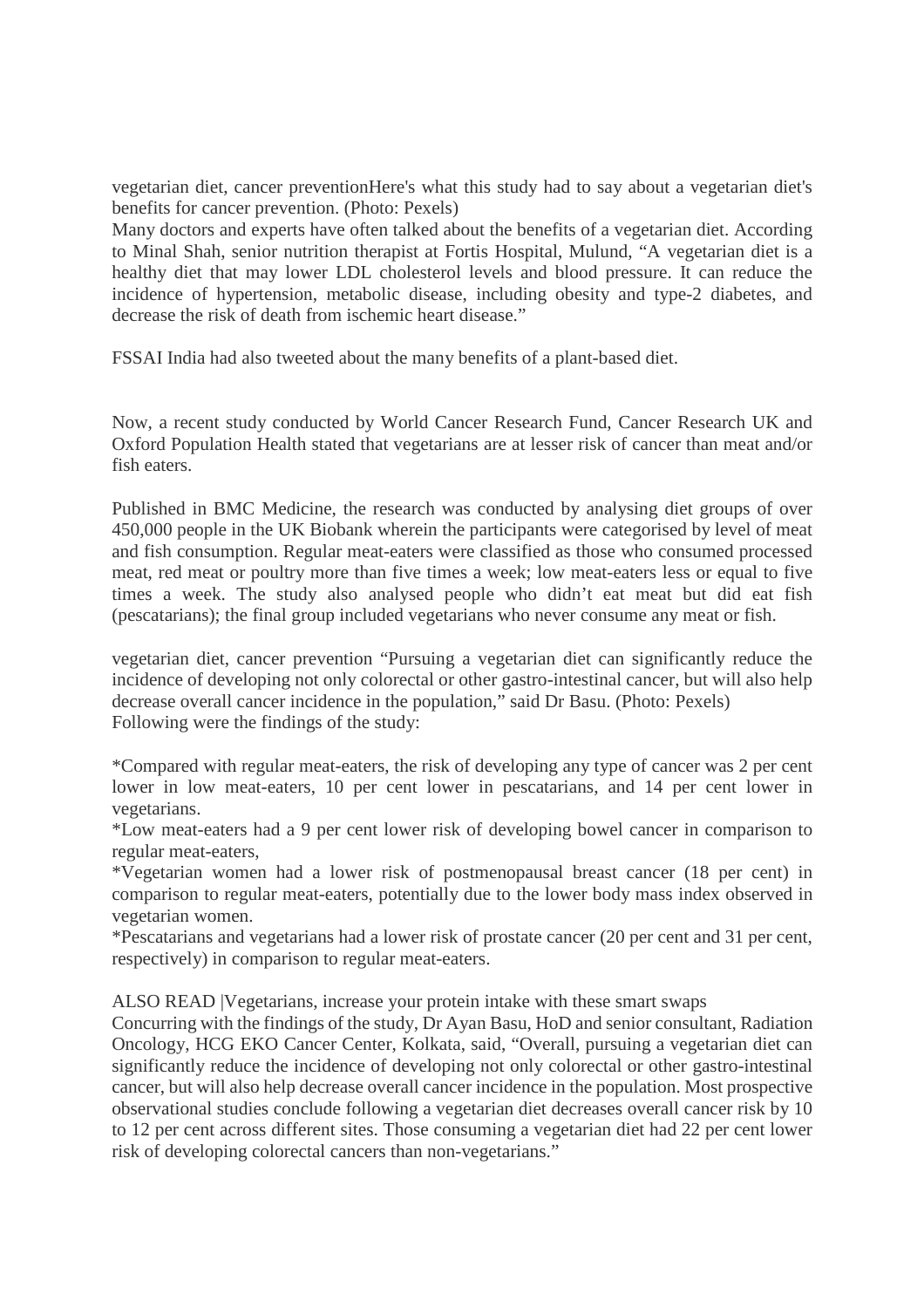vegetarian diet, cancer preventionHere's what this study had to say about a vegetarian diet's benefits for cancer prevention. (Photo: Pexels)

Many doctors and experts have often talked about the benefits of a vegetarian diet. According to Minal Shah, senior nutrition therapist at Fortis Hospital, Mulund, "A vegetarian diet is a healthy diet that may lower LDL cholesterol levels and blood pressure. It can reduce the incidence of hypertension, metabolic disease, including obesity and type-2 diabetes, and decrease the risk of death from ischemic heart disease."

FSSAI India had also tweeted about the many benefits of a plant-based diet.

Now, a recent study conducted by World Cancer Research Fund, Cancer Research UK and Oxford Population Health stated that vegetarians are at lesser risk of cancer than meat and/or fish eaters.

Published in BMC Medicine, the research was conducted by analysing diet groups of over 450,000 people in the UK Biobank wherein the participants were categorised by level of meat and fish consumption. Regular meat-eaters were classified as those who consumed processed meat, red meat or poultry more than five times a week; low meat-eaters less or equal to five times a week. The study also analysed people who didn't eat meat but did eat fish (pescatarians); the final group included vegetarians who never consume any meat or fish.

vegetarian diet, cancer prevention "Pursuing a vegetarian diet can significantly reduce the incidence of developing not only colorectal or other gastro-intestinal cancer, but will also help decrease overall cancer incidence in the population," said Dr Basu. (Photo: Pexels)

Following were the findings of the study:

*Compared with regular meat-eaters, the risk of developing any type of cancer was 2 per cent lower in low meat-eaters, 10 per cent lower in pescatarians, and 14 per cent lower in vegetarians.

*Low meat-eaters had a 9 per cent lower risk of developing bowel cancer in comparison to regular meat-eaters,

*Vegetarian women had a lower risk of postmenopausal breast cancer (18 per cent) in comparison to regular meat-eaters, potentially due to the lower body mass index observed in vegetarian women.

*Pescatarians and vegetarians had a lower risk of prostate cancer (20 per cent and 31 per cent, respectively) in comparison to regular meat-eaters.

ALSO READ |Vegetarians, increase your protein intake with these smart swaps

Concurring with the findings of the study, Dr Ayan Basu, HoD and senior consultant, Radiation Oncology, HCG EKO Cancer Center, Kolkata, said, "Overall, pursuing a vegetarian diet can significantly reduce the incidence of developing not only colorectal or other gastro-intestinal cancer, but will also help decrease overall cancer incidence in the population. Most prospective observational studies conclude following a vegetarian diet decreases overall cancer risk by 10 to 12 per cent across different sites. Those consuming a vegetarian diet had 22 per cent lower risk of developing colorectal cancers than non-vegetarians."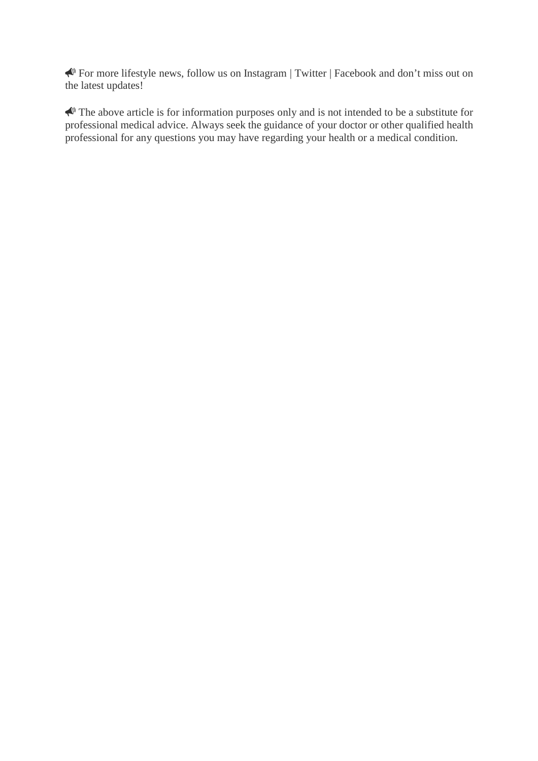📢 For more lifestyle news, follow us on Instagram | Twitter | Facebook and don't miss out on the latest updates!

📢 The above article is for information purposes only and is not intended to be a substitute for professional medical advice. Always seek the guidance of your doctor or other qualified health professional for any questions you may have regarding your health or a medical condition.